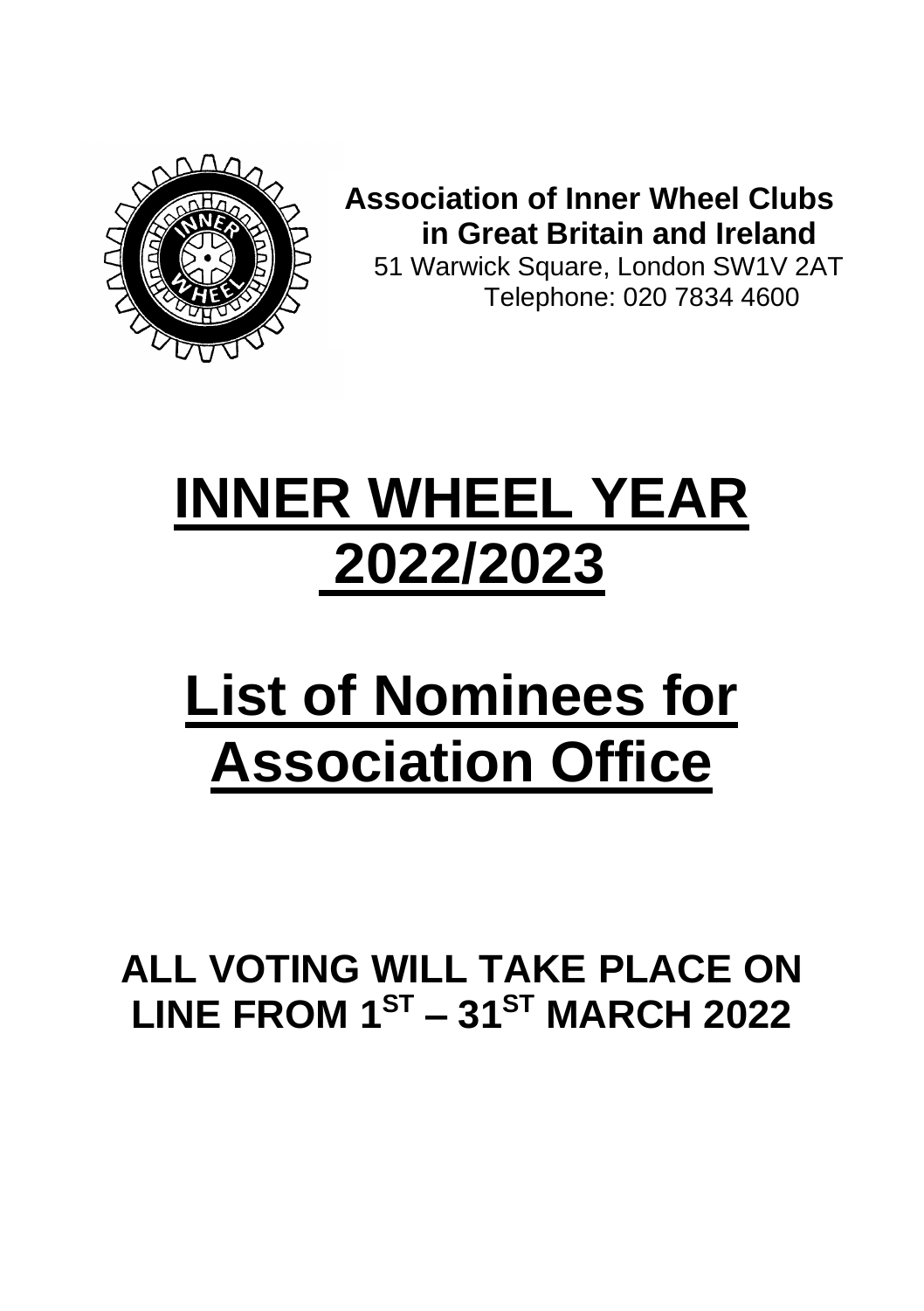**Association of Inner Wheel Clubs in Great Britain and Ireland**

51 Warwick Square, London SW1V 2AT

Telephone: 020 7834 4600

# INNER WHEEL YEAR 2022/2023

# List of Nominees for Association Office

## ALL VOTING WILL TAKE PLACE ON LINE FROM 1ST – 31ST MARCH 2022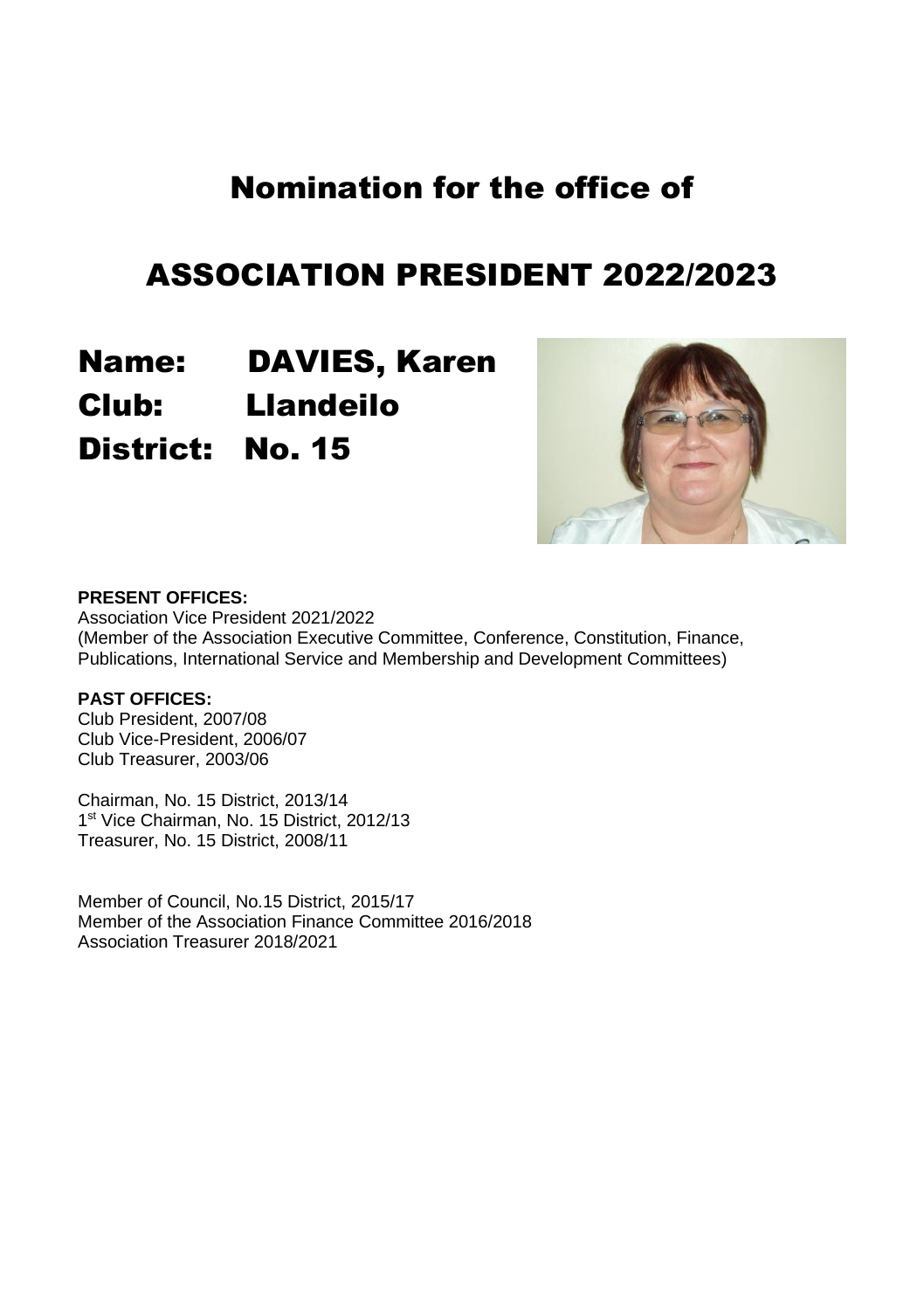# Nomination for the office of

# ASSOCIATION PRESIDENT 2022/2023

## Name: DAVIES, Karen
## Club: Llandeilo
## District: No. 15

**PRESENT OFFICES:**
Association Vice President 2021/2022
(Member of the Association Executive Committee, Conference, Constitution, Finance, Publications, International Service and Membership and Development Committees)

**PAST OFFICES:**
Club President, 2007/08
Club Vice-President, 2006/07
Club Treasurer, 2003/06

Chairman, No. 15 District, 2013/14
1st Vice Chairman, No. 15 District, 2012/13
Treasurer, No. 15 District, 2008/11

Member of Council, No.15 District, 2015/17
Member of the Association Finance Committee 2016/2018
Association Treasurer 2018/2021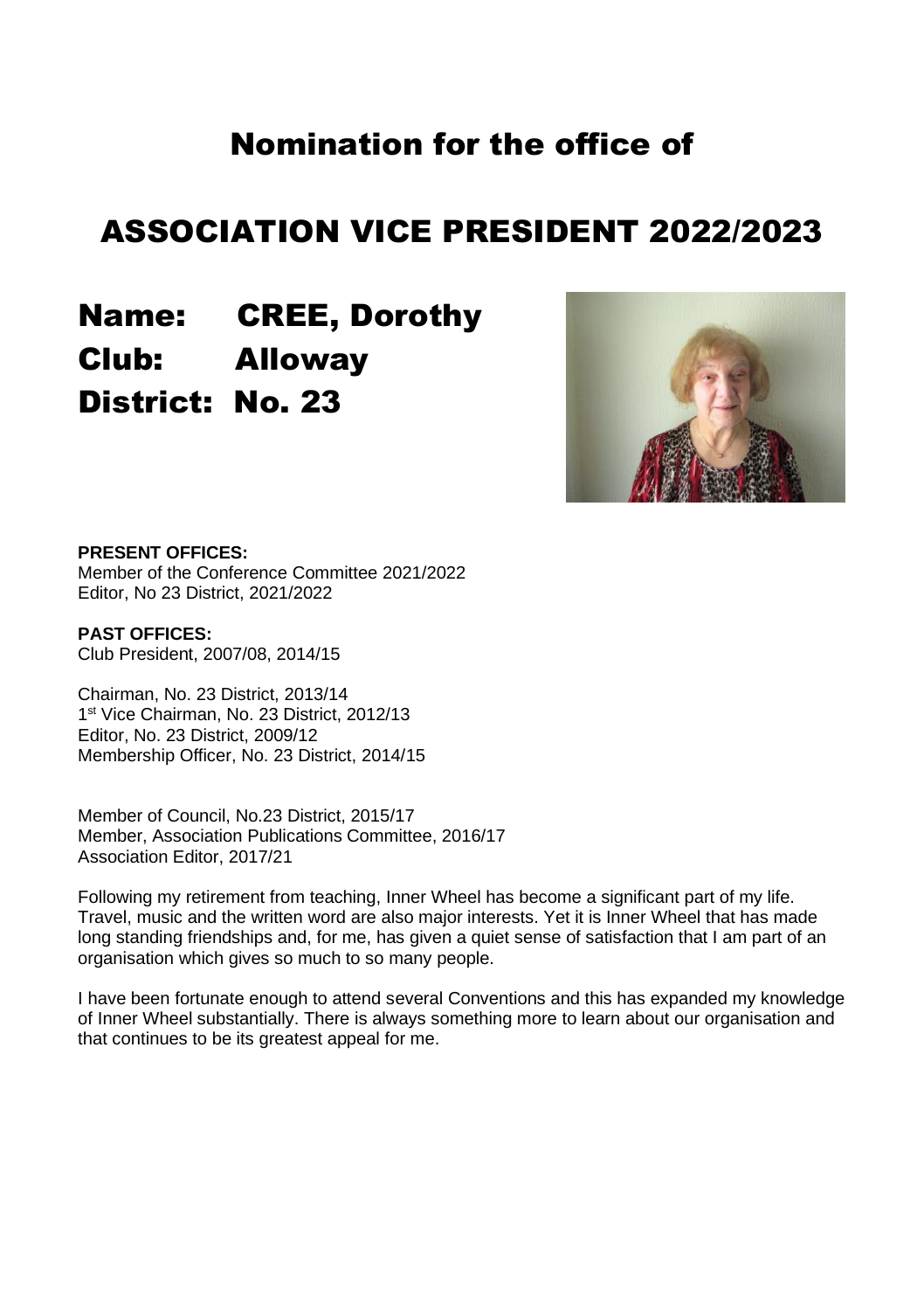# Nomination for the office of

# ASSOCIATION VICE PRESIDENT 2022/2023

## Name: CREE, Dorothy
## Club: Alloway
## District: No. 23

**PRESENT OFFICES:**
Member of the Conference Committee 2021/2022
Editor, No 23 District, 2021/2022

**PAST OFFICES:**
Club President, 2007/08, 2014/15

Chairman, No. 23 District, 2013/14
1st Vice Chairman, No. 23 District, 2012/13
Editor, No. 23 District, 2009/12
Membership Officer, No. 23 District, 2014/15

Member of Council, No.23 District, 2015/17
Member, Association Publications Committee, 2016/17
Association Editor, 2017/21

Following my retirement from teaching, Inner Wheel has become a significant part of my life. Travel, music and the written word are also major interests. Yet it is Inner Wheel that has made long standing friendships and, for me, has given a quiet sense of satisfaction that I am part of an organisation which gives so much to so many people.

I have been fortunate enough to attend several Conventions and this has expanded my knowledge of Inner Wheel substantially. There is always something more to learn about our organisation and that continues to be its greatest appeal for me.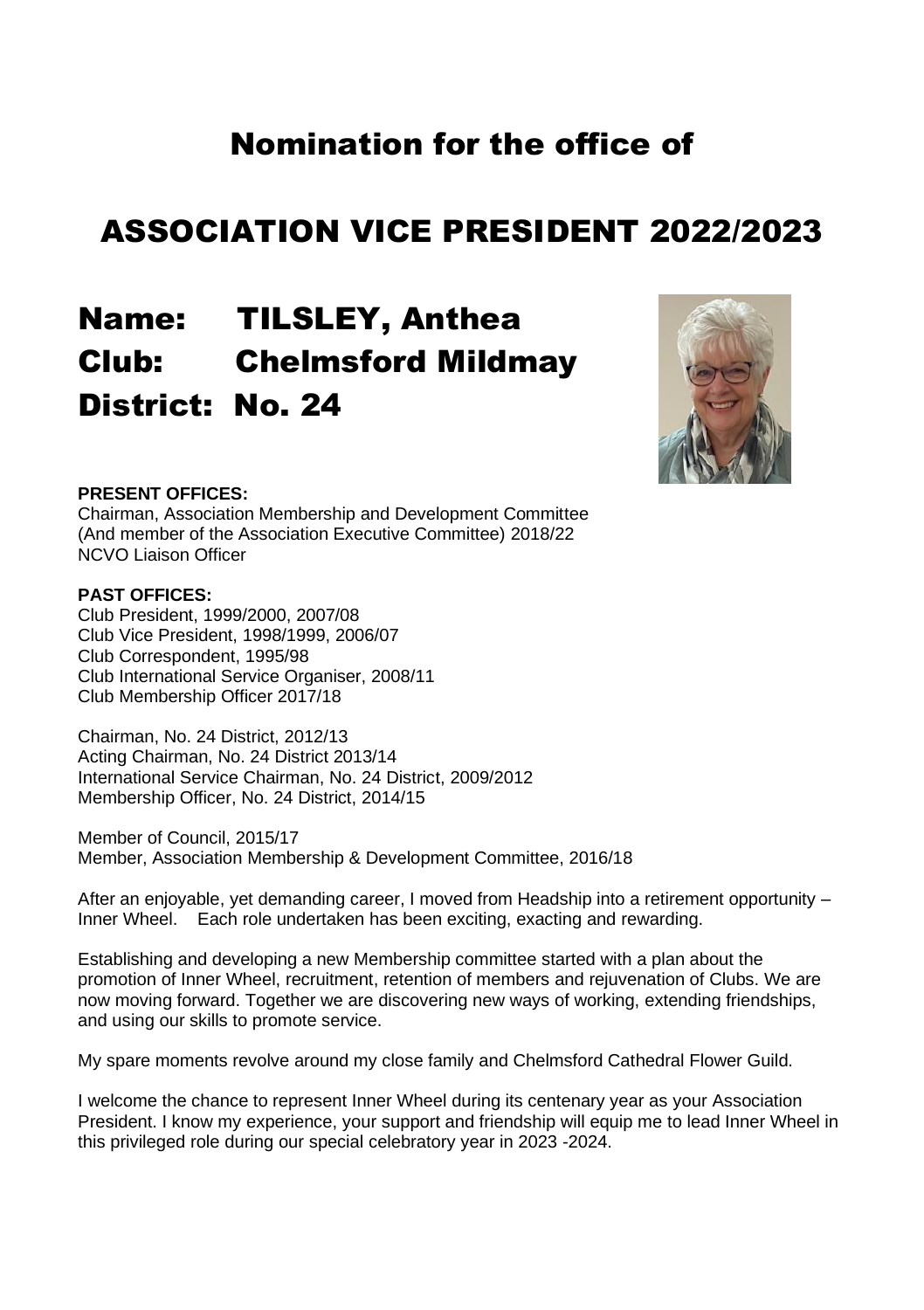# Nomination for the office of

# ASSOCIATION VICE PRESIDENT 2022/2023

## Name: TILSLEY, Anthea
## Club: Chelmsford Mildmay
## District: No. 24

**PRESENT OFFICES:**
Chairman, Association Membership and Development Committee
(And member of the Association Executive Committee) 2018/22
NCVO Liaison Officer

**PAST OFFICES:**
Club President, 1999/2000, 2007/08
Club Vice President, 1998/1999, 2006/07
Club Correspondent, 1995/98
Club International Service Organiser, 2008/11
Club Membership Officer 2017/18

Chairman, No. 24 District, 2012/13
Acting Chairman, No. 24 District 2013/14
International Service Chairman, No. 24 District, 2009/2012
Membership Officer, No. 24 District, 2014/15

Member of Council, 2015/17
Member, Association Membership & Development Committee, 2016/18

After an enjoyable, yet demanding career, I moved from Headship into a retirement opportunity – Inner Wheel. Each role undertaken has been exciting, exacting and rewarding.

Establishing and developing a new Membership committee started with a plan about the promotion of Inner Wheel, recruitment, retention of members and rejuvenation of Clubs. We are now moving forward. Together we are discovering new ways of working, extending friendships, and using our skills to promote service.

My spare moments revolve around my close family and Chelmsford Cathedral Flower Guild.

I welcome the chance to represent Inner Wheel during its centenary year as your Association President. I know my experience, your support and friendship will equip me to lead Inner Wheel in this privileged role during our special celebratory year in 2023 -2024.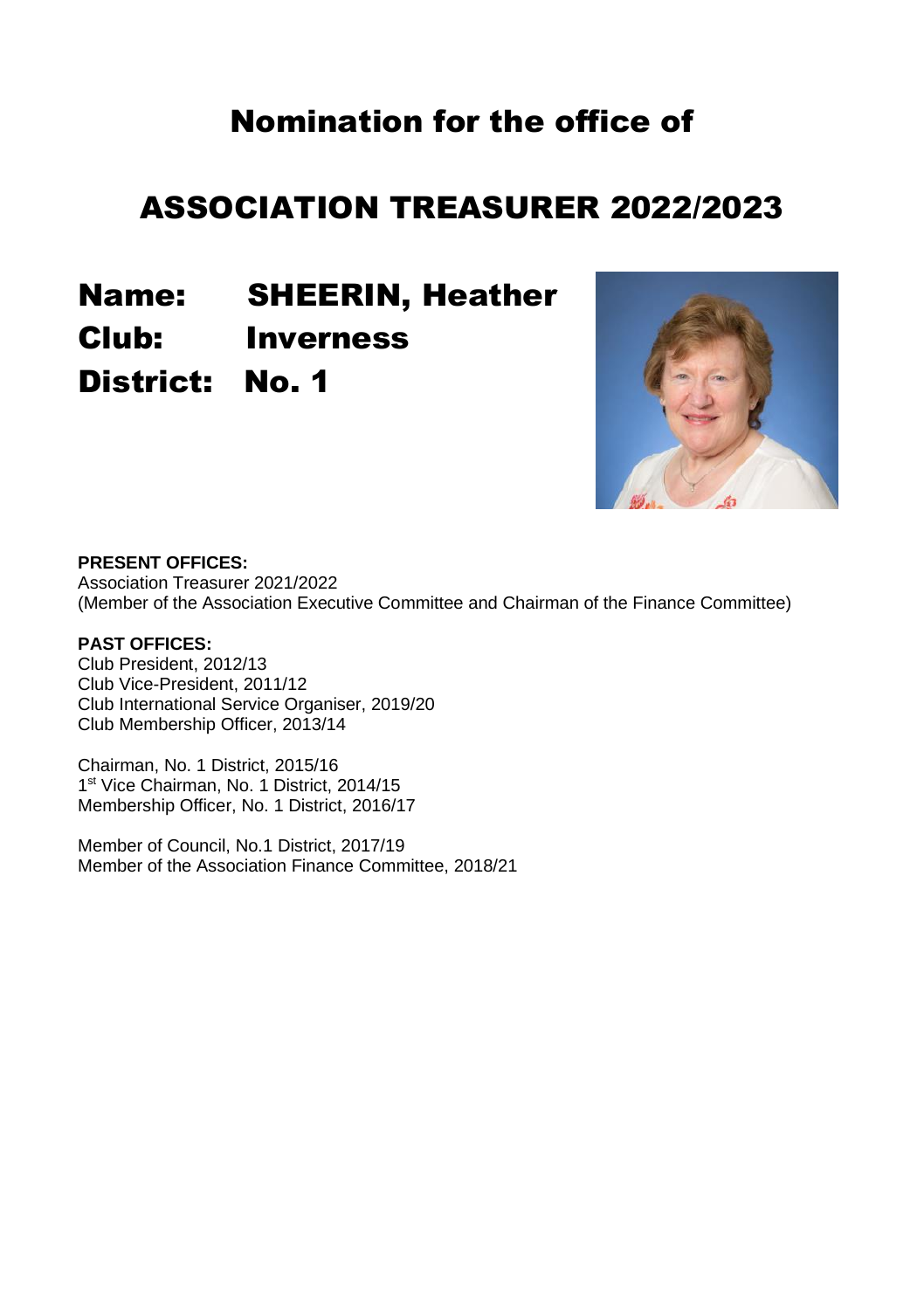# Nomination for the office of

# ASSOCIATION TREASURER 2022/2023

## Name: SHEERIN, Heather
## Club: Inverness
## District: No. 1

**PRESENT OFFICES:**
Association Treasurer 2021/2022
(Member of the Association Executive Committee and Chairman of the Finance Committee)

**PAST OFFICES:**
Club President, 2012/13
Club Vice-President, 2011/12
Club International Service Organiser, 2019/20
Club Membership Officer, 2013/14

Chairman, No. 1 District, 2015/16
1st Vice Chairman, No. 1 District, 2014/15
Membership Officer, No. 1 District, 2016/17

Member of Council, No.1 District, 2017/19
Member of the Association Finance Committee, 2018/21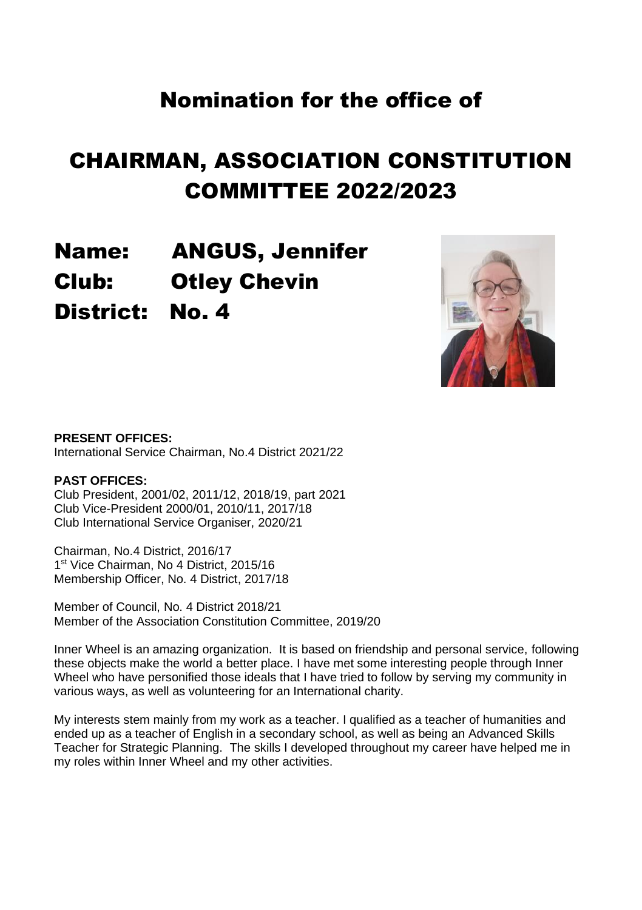# Nomination for the office of

# CHAIRMAN, ASSOCIATION CONSTITUTION COMMITTEE 2022/2023

## Name: ANGUS, Jennifer
## Club: Otley Chevin
## District: No. 4

**PRESENT OFFICES:**
International Service Chairman, No.4 District 2021/22

**PAST OFFICES:**
Club President, 2001/02, 2011/12, 2018/19, part 2021
Club Vice-President 2000/01, 2010/11, 2017/18
Club International Service Organiser, 2020/21

Chairman, No.4 District, 2016/17
1st Vice Chairman, No 4 District, 2015/16
Membership Officer, No. 4 District, 2017/18

Member of Council, No. 4 District 2018/21
Member of the Association Constitution Committee, 2019/20

Inner Wheel is an amazing organization. It is based on friendship and personal service, following these objects make the world a better place. I have met some interesting people through Inner Wheel who have personified those ideals that I have tried to follow by serving my community in various ways, as well as volunteering for an International charity.

My interests stem mainly from my work as a teacher. I qualified as a teacher of humanities and ended up as a teacher of English in a secondary school, as well as being an Advanced Skills Teacher for Strategic Planning. The skills I developed throughout my career have helped me in my roles within Inner Wheel and my other activities.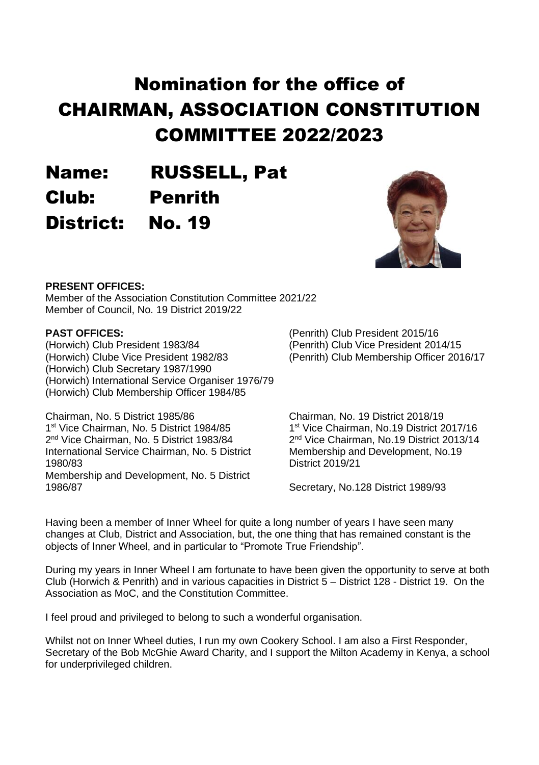# Nomination for the office of CHAIRMAN, ASSOCIATION CONSTITUTION COMMITTEE 2022/2023

## Name: RUSSELL, Pat

## Club: Penrith

## District: No. 19

**PRESENT OFFICES:**
Member of the Association Constitution Committee 2021/22
Member of Council, No. 19 District 2019/22

**PAST OFFICES:**
(Horwich) Club President 1983/84
(Horwich) Clube Vice President 1982/83
(Horwich) Club Secretary 1987/1990
(Horwich) International Service Organiser 1976/79
(Horwich) Club Membership Officer 1984/85

(Penrith) Club President 2015/16
(Penrith) Club Vice President 2014/15
(Penrith) Club Membership Officer 2016/17

Chairman, No. 5 District 1985/86
1st Vice Chairman, No. 5 District 1984/85
2nd Vice Chairman, No. 5 District 1983/84
International Service Chairman, No. 5 District 1980/83
Membership and Development, No. 5 District 1986/87

Chairman, No. 19 District 2018/19
1st Vice Chairman, No.19 District 2017/16
2nd Vice Chairman, No.19 District 2013/14
Membership and Development, No.19 District 2019/21

Secretary, No.128 District 1989/93

Having been a member of Inner Wheel for quite a long number of years I have seen many changes at Club, District and Association, but, the one thing that has remained constant is the objects of Inner Wheel, and in particular to "Promote True Friendship".

During my years in Inner Wheel I am fortunate to have been given the opportunity to serve at both Club (Horwich & Penrith) and in various capacities in District 5 – District 128 - District 19. On the Association as MoC, and the Constitution Committee.

I feel proud and privileged to belong to such a wonderful organisation.

Whilst not on Inner Wheel duties, I run my own Cookery School. I am also a First Responder, Secretary of the Bob McGhie Award Charity, and I support the Milton Academy in Kenya, a school for underprivileged children.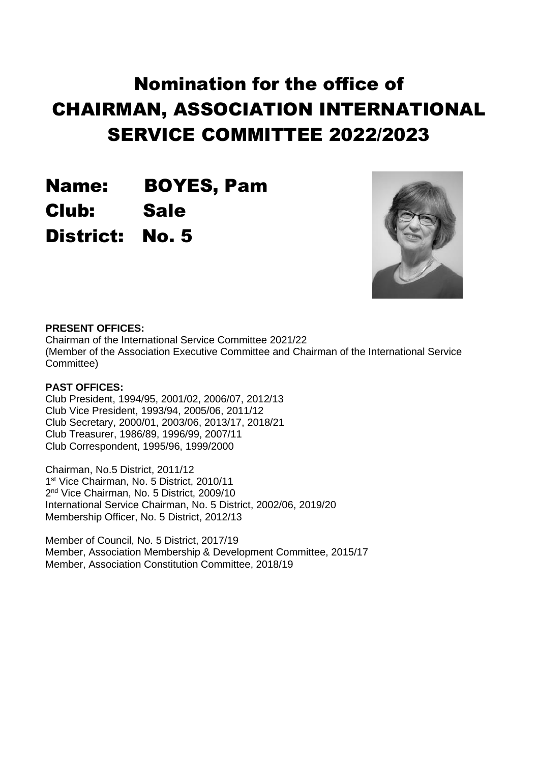# Nomination for the office of CHAIRMAN, ASSOCIATION INTERNATIONAL SERVICE COMMITTEE 2022/2023

## Name: BOYES, Pam
## Club: Sale
## District: No. 5

**PRESENT OFFICES:**
Chairman of the International Service Committee 2021/22
(Member of the Association Executive Committee and Chairman of the International Service Committee)

**PAST OFFICES:**
Club President, 1994/95, 2001/02, 2006/07, 2012/13
Club Vice President, 1993/94, 2005/06, 2011/12
Club Secretary, 2000/01, 2003/06, 2013/17, 2018/21
Club Treasurer, 1986/89, 1996/99, 2007/11
Club Correspondent, 1995/96, 1999/2000

Chairman, No.5 District, 2011/12
1st Vice Chairman, No. 5 District, 2010/11
2nd Vice Chairman, No. 5 District, 2009/10
International Service Chairman, No. 5 District, 2002/06, 2019/20
Membership Officer, No. 5 District, 2012/13

Member of Council, No. 5 District, 2017/19
Member, Association Membership & Development Committee, 2015/17
Member, Association Constitution Committee, 2018/19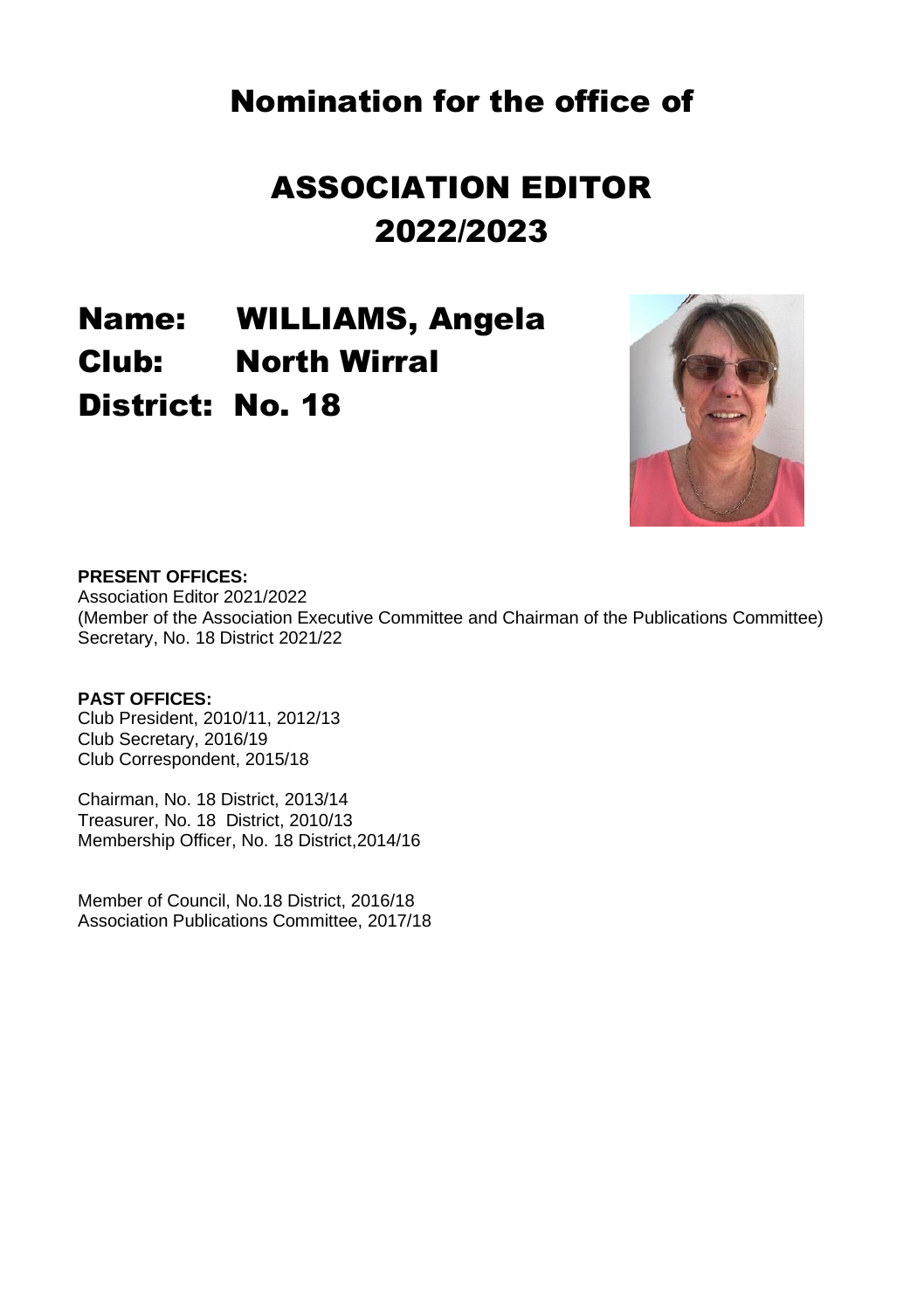# Nomination for the office of

# ASSOCIATION EDITOR 2022/2023

## Name: WILLIAMS, Angela
## Club: North Wirral
## District: No. 18

**PRESENT OFFICES:**
Association Editor 2021/2022
(Member of the Association Executive Committee and Chairman of the Publications Committee)
Secretary, No. 18 District 2021/22

**PAST OFFICES:**
Club President, 2010/11, 2012/13
Club Secretary, 2016/19
Club Correspondent, 2015/18

Chairman, No. 18 District, 2013/14
Treasurer, No. 18 District, 2010/13
Membership Officer, No. 18 District,2014/16

Member of Council, No.18 District, 2016/18
Association Publications Committee, 2017/18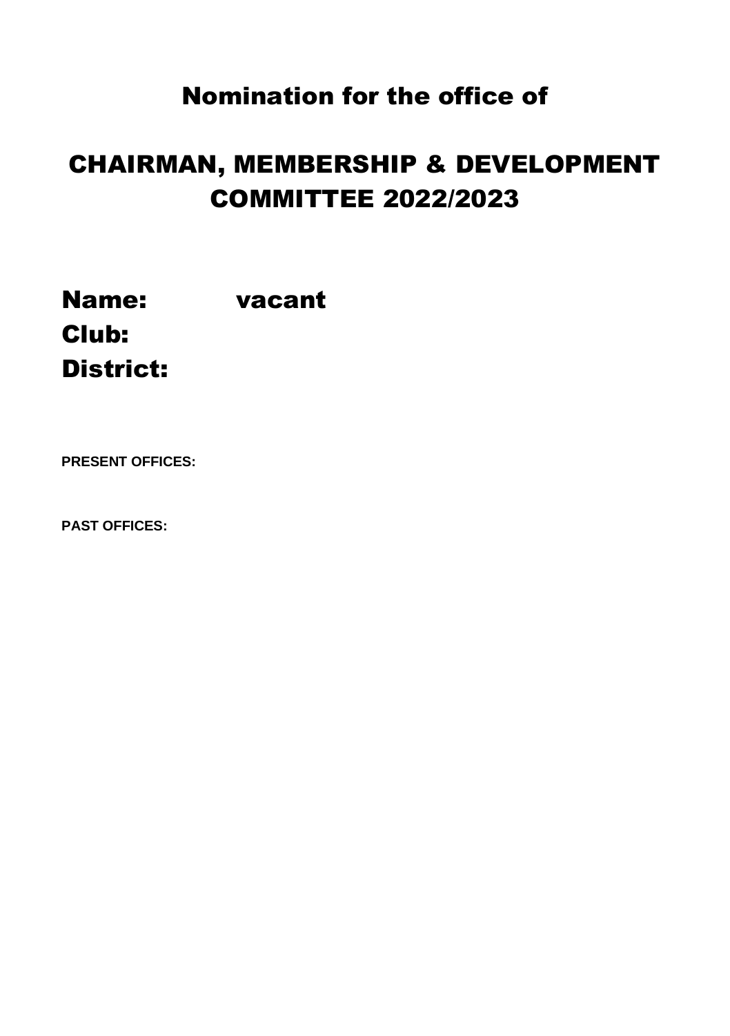# Nomination for the office of

# CHAIRMAN, MEMBERSHIP & DEVELOPMENT COMMITTEE 2022/2023

**Name:** vacant

**Club:**

**District:**

**PRESENT OFFICES:**

**PAST OFFICES:**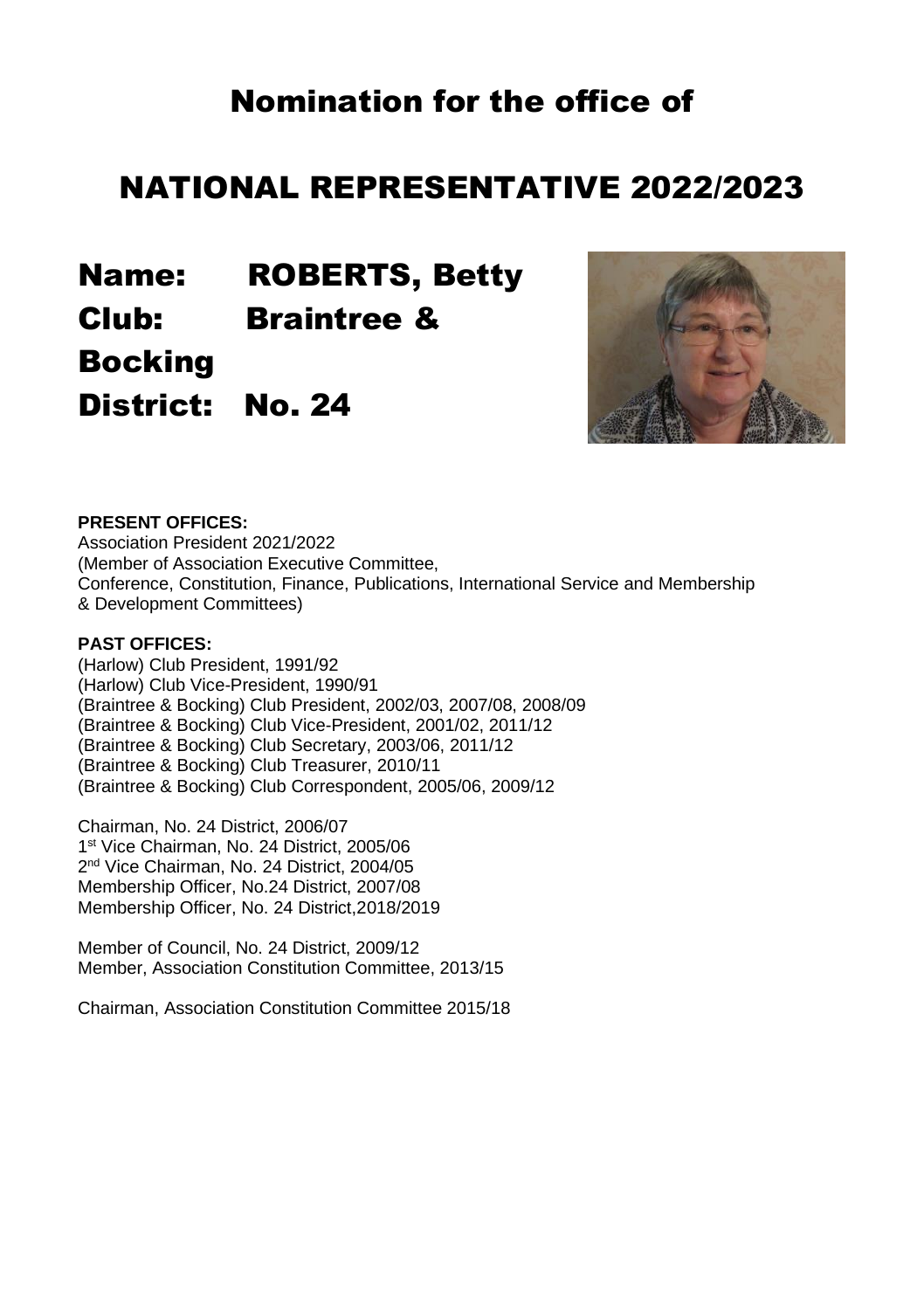# Nomination for the office of

# NATIONAL REPRESENTATIVE 2022/2023

## Name: ROBERTS, Betty
## Club: Braintree & Bocking
## District: No. 24

**PRESENT OFFICES:**
Association President 2021/2022
(Member of Association Executive Committee, Conference, Constitution, Finance, Publications, International Service and Membership & Development Committees)

**PAST OFFICES:**
(Harlow) Club President, 1991/92
(Harlow) Club Vice-President, 1990/91
(Braintree & Bocking) Club President, 2002/03, 2007/08, 2008/09
(Braintree & Bocking) Club Vice-President, 2001/02, 2011/12
(Braintree & Bocking) Club Secretary, 2003/06, 2011/12
(Braintree & Bocking) Club Treasurer, 2010/11
(Braintree & Bocking) Club Correspondent, 2005/06, 2009/12

Chairman, No. 24 District, 2006/07
1st Vice Chairman, No. 24 District, 2005/06
2nd Vice Chairman, No. 24 District, 2004/05
Membership Officer, No.24 District, 2007/08
Membership Officer, No. 24 District,2018/2019

Member of Council, No. 24 District, 2009/12
Member, Association Constitution Committee, 2013/15

Chairman, Association Constitution Committee 2015/18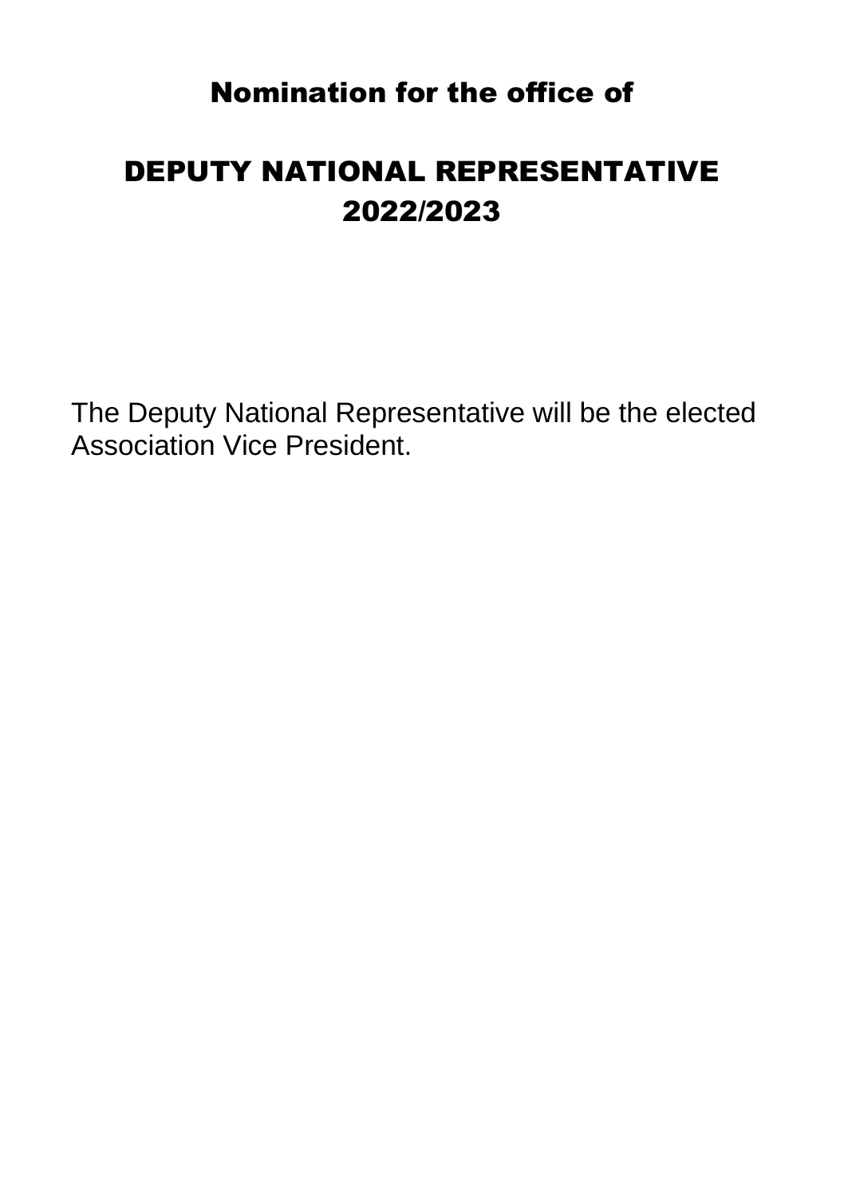# Nomination for the office of

# DEPUTY NATIONAL REPRESENTATIVE 2022/2023

The Deputy National Representative will be the elected Association Vice President.